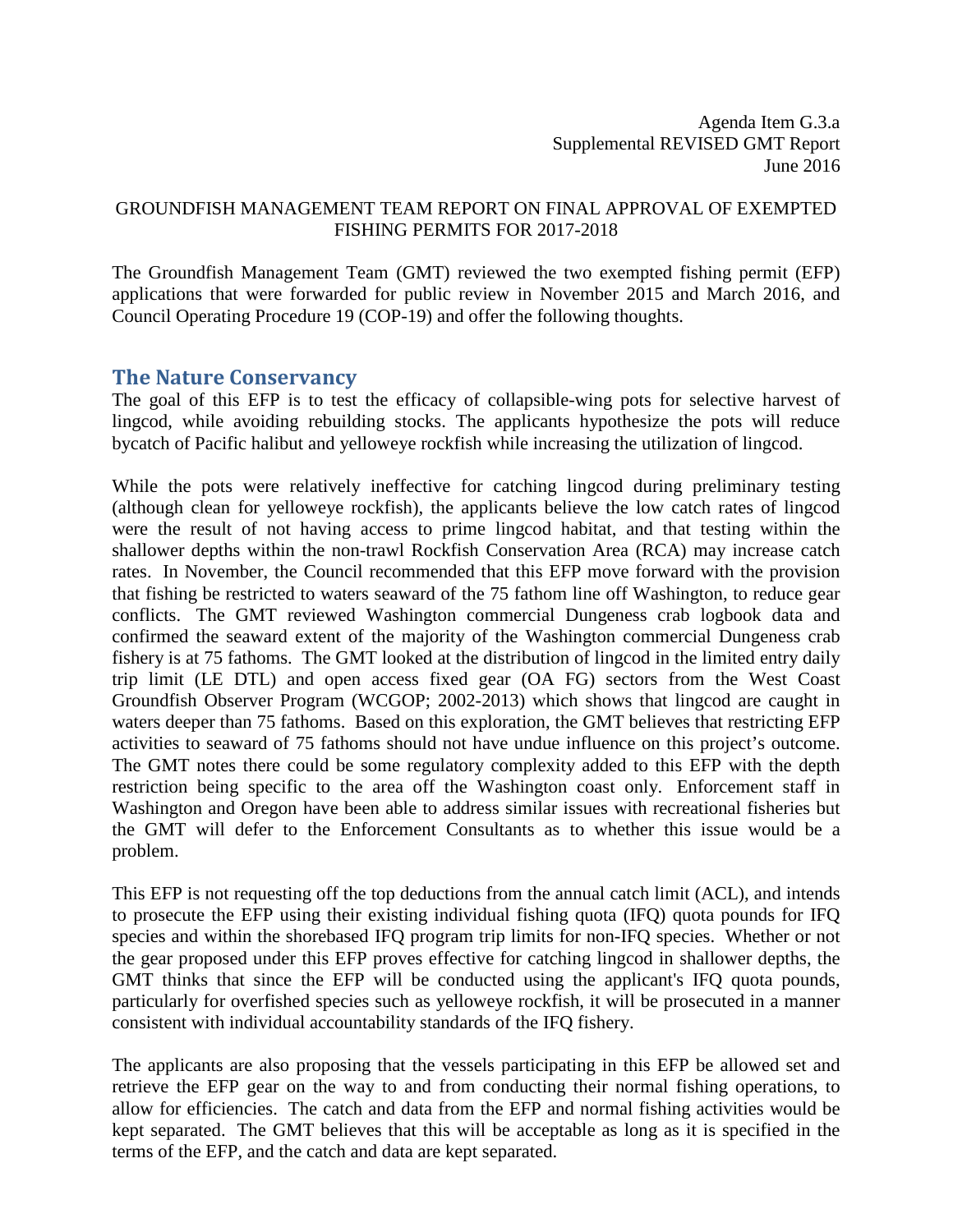Agenda Item G.3.a
Supplemental REVISED GMT Report
June 2016

GROUNDFISH MANAGEMENT TEAM REPORT ON FINAL APPROVAL OF EXEMPTED FISHING PERMITS FOR 2017-2018

The Groundfish Management Team (GMT) reviewed the two exempted fishing permit (EFP) applications that were forwarded for public review in November 2015 and March 2016, and Council Operating Procedure 19 (COP-19) and offer the following thoughts.

## The Nature Conservancy

The goal of this EFP is to test the efficacy of collapsible-wing pots for selective harvest of lingcod, while avoiding rebuilding stocks. The applicants hypothesize the pots will reduce bycatch of Pacific halibut and yelloweye rockfish while increasing the utilization of lingcod.

While the pots were relatively ineffective for catching lingcod during preliminary testing (although clean for yelloweye rockfish), the applicants believe the low catch rates of lingcod were the result of not having access to prime lingcod habitat, and that testing within the shallower depths within the non-trawl Rockfish Conservation Area (RCA) may increase catch rates. In November, the Council recommended that this EFP move forward with the provision that fishing be restricted to waters seaward of the 75 fathom line off Washington, to reduce gear conflicts. The GMT reviewed Washington commercial Dungeness crab logbook data and confirmed the seaward extent of the majority of the Washington commercial Dungeness crab fishery is at 75 fathoms. The GMT looked at the distribution of lingcod in the limited entry daily trip limit (LE DTL) and open access fixed gear (OA FG) sectors from the West Coast Groundfish Observer Program (WCGOP; 2002-2013) which shows that lingcod are caught in waters deeper than 75 fathoms. Based on this exploration, the GMT believes that restricting EFP activities to seaward of 75 fathoms should not have undue influence on this project's outcome. The GMT notes there could be some regulatory complexity added to this EFP with the depth restriction being specific to the area off the Washington coast only. Enforcement staff in Washington and Oregon have been able to address similar issues with recreational fisheries but the GMT will defer to the Enforcement Consultants as to whether this issue would be a problem.

This EFP is not requesting off the top deductions from the annual catch limit (ACL), and intends to prosecute the EFP using their existing individual fishing quota (IFQ) quota pounds for IFQ species and within the shorebased IFQ program trip limits for non-IFQ species. Whether or not the gear proposed under this EFP proves effective for catching lingcod in shallower depths, the GMT thinks that since the EFP will be conducted using the applicant's IFQ quota pounds, particularly for overfished species such as yelloweye rockfish, it will be prosecuted in a manner consistent with individual accountability standards of the IFQ fishery.

The applicants are also proposing that the vessels participating in this EFP be allowed set and retrieve the EFP gear on the way to and from conducting their normal fishing operations, to allow for efficiencies. The catch and data from the EFP and normal fishing activities would be kept separated. The GMT believes that this will be acceptable as long as it is specified in the terms of the EFP, and the catch and data are kept separated.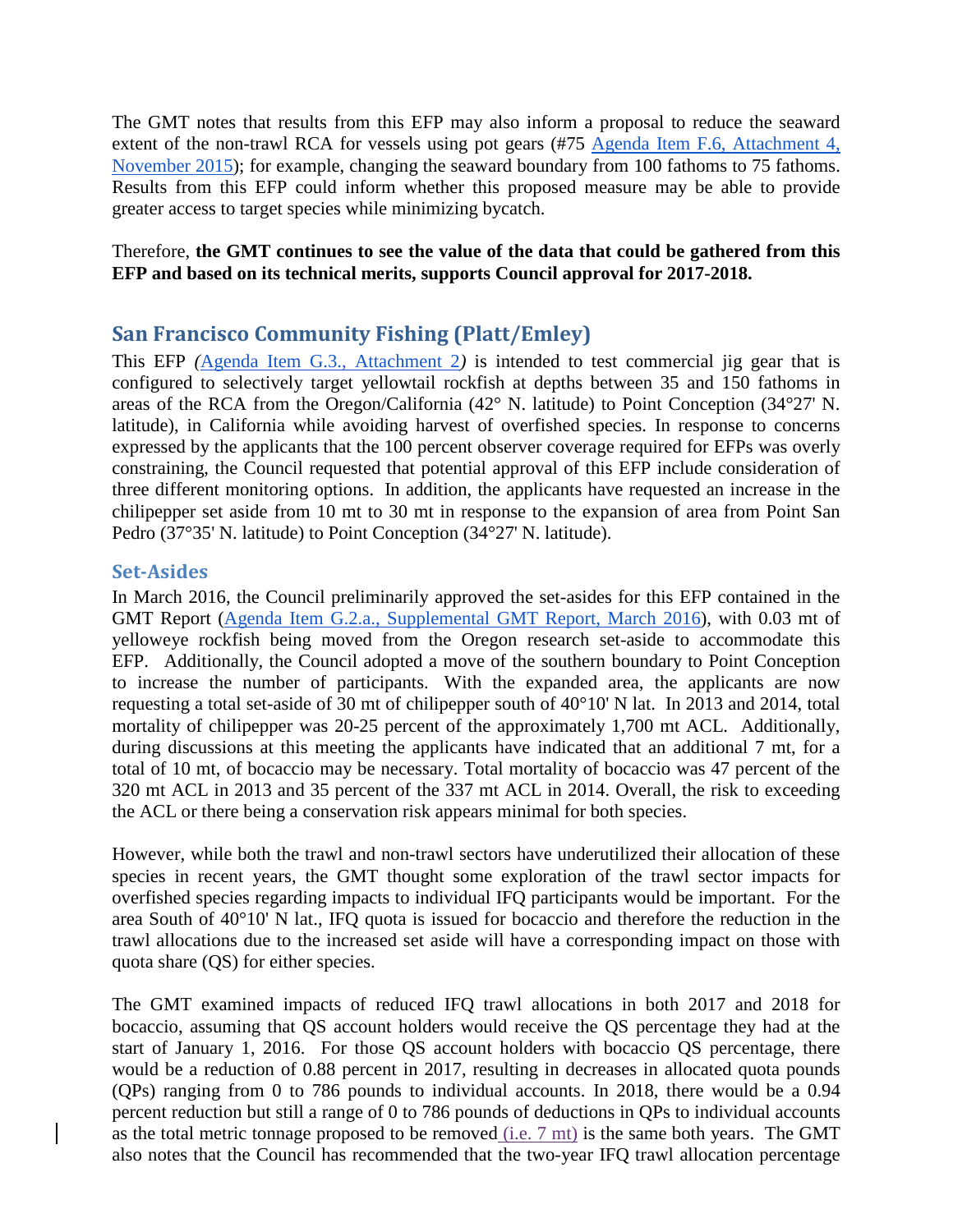The GMT notes that results from this EFP may also inform a proposal to reduce the seaward extent of the non-trawl RCA for vessels using pot gears (#75 Agenda Item F.6, Attachment 4, November 2015); for example, changing the seaward boundary from 100 fathoms to 75 fathoms. Results from this EFP could inform whether this proposed measure may be able to provide greater access to target species while minimizing bycatch.

Therefore, **the GMT continues to see the value of the data that could be gathered from this EFP and based on its technical merits, supports Council approval for 2017-2018.**

## San Francisco Community Fishing (Platt/Emley)

This EFP *(*Agenda Item G.3., Attachment 2*)* is intended to test commercial jig gear that is configured to selectively target yellowtail rockfish at depths between 35 and 150 fathoms in areas of the RCA from the Oregon/California (42° N. latitude) to Point Conception (34°27' N. latitude), in California while avoiding harvest of overfished species. In response to concerns expressed by the applicants that the 100 percent observer coverage required for EFPs was overly constraining, the Council requested that potential approval of this EFP include consideration of three different monitoring options. In addition, the applicants have requested an increase in the chilipepper set aside from 10 mt to 30 mt in response to the expansion of area from Point San Pedro (37°35' N. latitude) to Point Conception (34°27' N. latitude).

### Set-Asides

In March 2016, the Council preliminarily approved the set-asides for this EFP contained in the GMT Report (Agenda Item G.2.a., Supplemental GMT Report, March 2016), with 0.03 mt of yelloweye rockfish being moved from the Oregon research set-aside to accommodate this EFP. Additionally, the Council adopted a move of the southern boundary to Point Conception to increase the number of participants. With the expanded area, the applicants are now requesting a total set-aside of 30 mt of chilipepper south of 40°10' N lat. In 2013 and 2014, total mortality of chilipepper was 20-25 percent of the approximately 1,700 mt ACL. Additionally, during discussions at this meeting the applicants have indicated that an additional 7 mt, for a total of 10 mt, of bocaccio may be necessary. Total mortality of bocaccio was 47 percent of the 320 mt ACL in 2013 and 35 percent of the 337 mt ACL in 2014. Overall, the risk to exceeding the ACL or there being a conservation risk appears minimal for both species.

However, while both the trawl and non-trawl sectors have underutilized their allocation of these species in recent years, the GMT thought some exploration of the trawl sector impacts for overfished species regarding impacts to individual IFQ participants would be important. For the area South of 40°10' N lat., IFQ quota is issued for bocaccio and therefore the reduction in the trawl allocations due to the increased set aside will have a corresponding impact on those with quota share (QS) for either species.

The GMT examined impacts of reduced IFQ trawl allocations in both 2017 and 2018 for bocaccio, assuming that QS account holders would receive the QS percentage they had at the start of January 1, 2016. For those QS account holders with bocaccio QS percentage, there would be a reduction of 0.88 percent in 2017, resulting in decreases in allocated quota pounds (QPs) ranging from 0 to 786 pounds to individual accounts. In 2018, there would be a 0.94 percent reduction but still a range of 0 to 786 pounds of deductions in QPs to individual accounts as the total metric tonnage proposed to be removed (i.e. 7 mt) is the same both years. The GMT also notes that the Council has recommended that the two-year IFQ trawl allocation percentage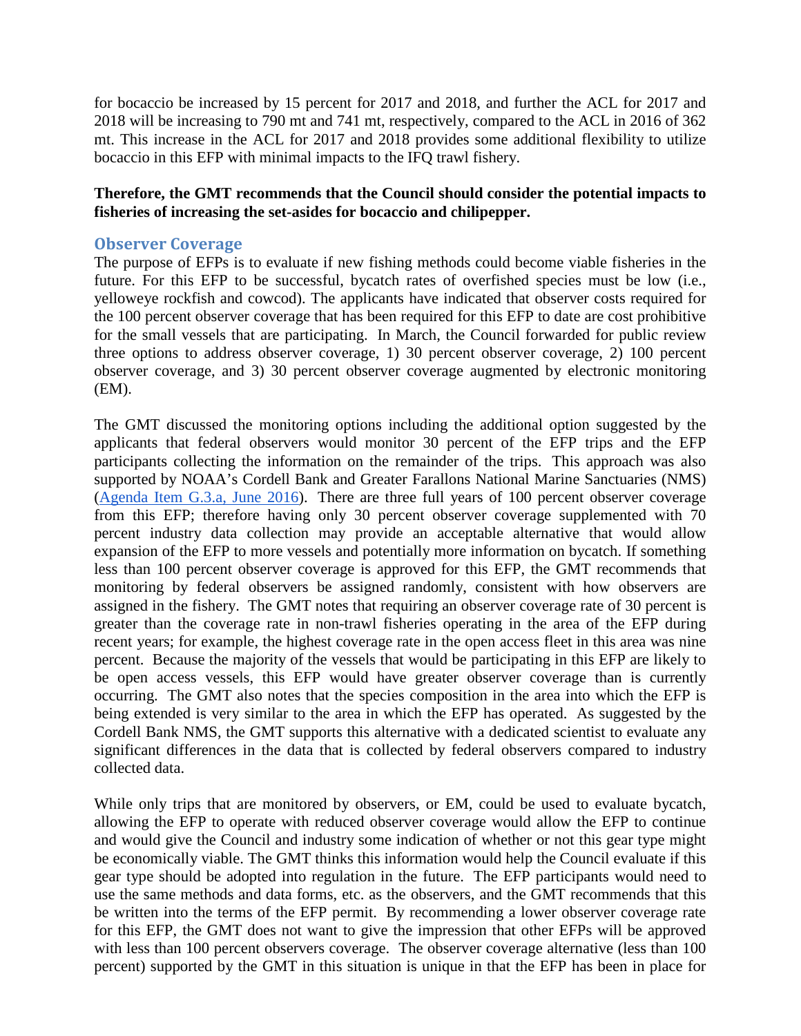for bocaccio be increased by 15 percent for 2017 and 2018, and further the ACL for 2017 and 2018 will be increasing to 790 mt and 741 mt, respectively, compared to the ACL in 2016 of 362 mt. This increase in the ACL for 2017 and 2018 provides some additional flexibility to utilize bocaccio in this EFP with minimal impacts to the IFQ trawl fishery.

**Therefore, the GMT recommends that the Council should consider the potential impacts to fisheries of increasing the set-asides for bocaccio and chilipepper.**

## Observer Coverage

The purpose of EFPs is to evaluate if new fishing methods could become viable fisheries in the future. For this EFP to be successful, bycatch rates of overfished species must be low (i.e., yelloweye rockfish and cowcod). The applicants have indicated that observer costs required for the 100 percent observer coverage that has been required for this EFP to date are cost prohibitive for the small vessels that are participating. In March, the Council forwarded for public review three options to address observer coverage, 1) 30 percent observer coverage, 2) 100 percent observer coverage, and 3) 30 percent observer coverage augmented by electronic monitoring (EM).

The GMT discussed the monitoring options including the additional option suggested by the applicants that federal observers would monitor 30 percent of the EFP trips and the EFP participants collecting the information on the remainder of the trips. This approach was also supported by NOAA's Cordell Bank and Greater Farallons National Marine Sanctuaries (NMS) ([Agenda Item G.3.a, June 2016](https://example.com)). There are three full years of 100 percent observer coverage from this EFP; therefore having only 30 percent observer coverage supplemented with 70 percent industry data collection may provide an acceptable alternative that would allow expansion of the EFP to more vessels and potentially more information on bycatch. If something less than 100 percent observer coverage is approved for this EFP, the GMT recommends that monitoring by federal observers be assigned randomly, consistent with how observers are assigned in the fishery. The GMT notes that requiring an observer coverage rate of 30 percent is greater than the coverage rate in non-trawl fisheries operating in the area of the EFP during recent years; for example, the highest coverage rate in the open access fleet in this area was nine percent. Because the majority of the vessels that would be participating in this EFP are likely to be open access vessels, this EFP would have greater observer coverage than is currently occurring. The GMT also notes that the species composition in the area into which the EFP is being extended is very similar to the area in which the EFP has operated. As suggested by the Cordell Bank NMS, the GMT supports this alternative with a dedicated scientist to evaluate any significant differences in the data that is collected by federal observers compared to industry collected data.

While only trips that are monitored by observers, or EM, could be used to evaluate bycatch, allowing the EFP to operate with reduced observer coverage would allow the EFP to continue and would give the Council and industry some indication of whether or not this gear type might be economically viable. The GMT thinks this information would help the Council evaluate if this gear type should be adopted into regulation in the future. The EFP participants would need to use the same methods and data forms, etc. as the observers, and the GMT recommends that this be written into the terms of the EFP permit. By recommending a lower observer coverage rate for this EFP, the GMT does not want to give the impression that other EFPs will be approved with less than 100 percent observers coverage. The observer coverage alternative (less than 100 percent) supported by the GMT in this situation is unique in that the EFP has been in place for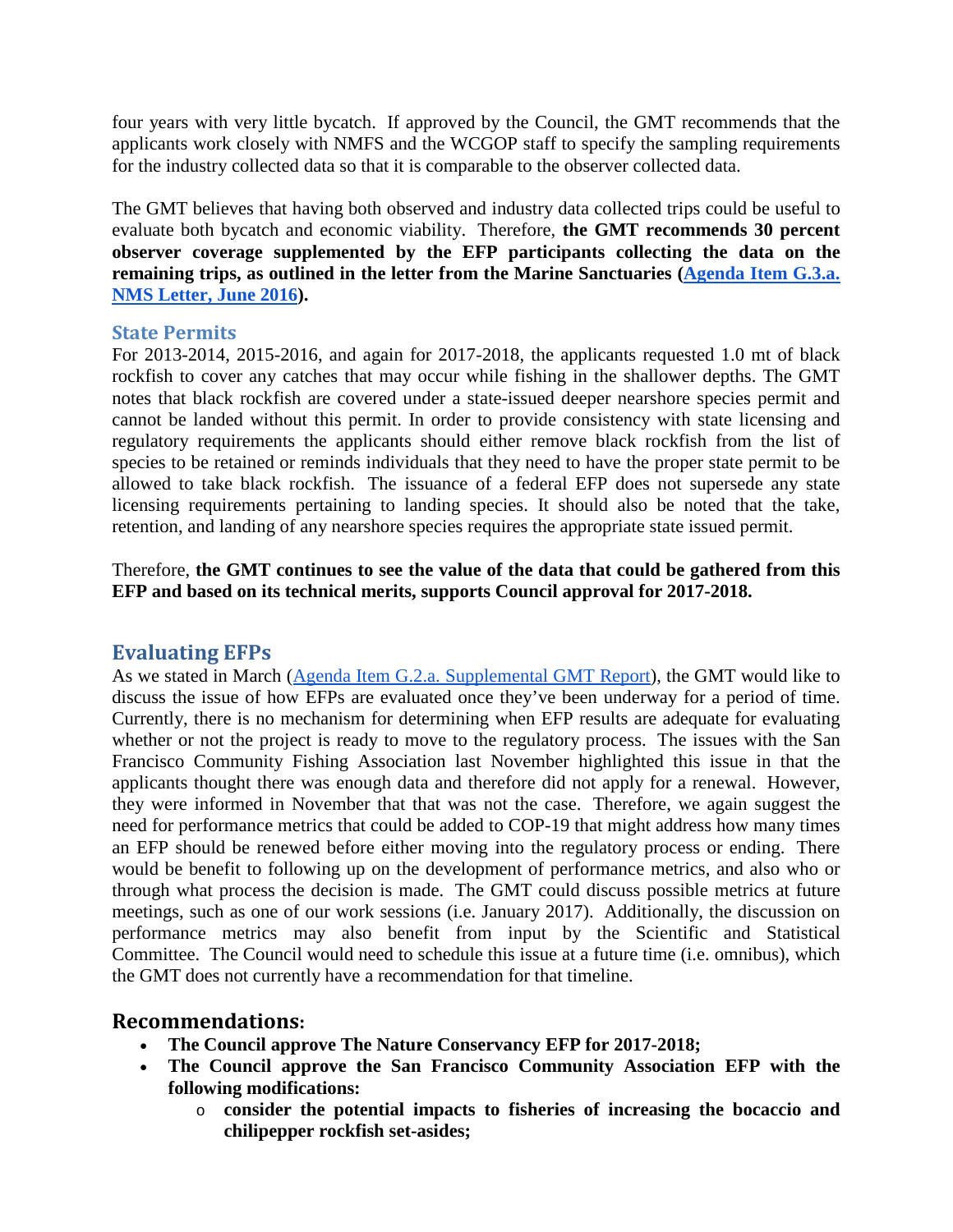four years with very little bycatch. If approved by the Council, the GMT recommends that the applicants work closely with NMFS and the WCGOP staff to specify the sampling requirements for the industry collected data so that it is comparable to the observer collected data.

The GMT believes that having both observed and industry data collected trips could be useful to evaluate both bycatch and economic viability. Therefore, **the GMT recommends 30 percent observer coverage supplemented by the EFP participants collecting the data on the remaining trips, as outlined in the letter from the Marine Sanctuaries ([Agenda Item G.3.a. NMS Letter, June 2016](#)).**

### State Permits

For 2013-2014, 2015-2016, and again for 2017-2018, the applicants requested 1.0 mt of black rockfish to cover any catches that may occur while fishing in the shallower depths. The GMT notes that black rockfish are covered under a state-issued deeper nearshore species permit and cannot be landed without this permit. In order to provide consistency with state licensing and regulatory requirements the applicants should either remove black rockfish from the list of species to be retained or reminds individuals that they need to have the proper state permit to be allowed to take black rockfish. The issuance of a federal EFP does not supersede any state licensing requirements pertaining to landing species. It should also be noted that the take, retention, and landing of any nearshore species requires the appropriate state issued permit.

Therefore, **the GMT continues to see the value of the data that could be gathered from this EFP and based on its technical merits, supports Council approval for 2017-2018.**

## Evaluating EFPs

As we stated in March ([Agenda Item G.2.a. Supplemental GMT Report](#)), the GMT would like to discuss the issue of how EFPs are evaluated once they've been underway for a period of time. Currently, there is no mechanism for determining when EFP results are adequate for evaluating whether or not the project is ready to move to the regulatory process. The issues with the San Francisco Community Fishing Association last November highlighted this issue in that the applicants thought there was enough data and therefore did not apply for a renewal. However, they were informed in November that that was not the case. Therefore, we again suggest the need for performance metrics that could be added to COP-19 that might address how many times an EFP should be renewed before either moving into the regulatory process or ending. There would be benefit to following up on the development of performance metrics, and also who or through what process the decision is made. The GMT could discuss possible metrics at future meetings, such as one of our work sessions (i.e. January 2017). Additionally, the discussion on performance metrics may also benefit from input by the Scientific and Statistical Committee. The Council would need to schedule this issue at a future time (i.e. omnibus), which the GMT does not currently have a recommendation for that timeline.

## Recommendations:

- **The Council approve The Nature Conservancy EFP for 2017-2018;**
- **The Council approve the San Francisco Community Association EFP with the following modifications:**
  - **consider the potential impacts to fisheries of increasing the bocaccio and chilipepper rockfish set-asides;**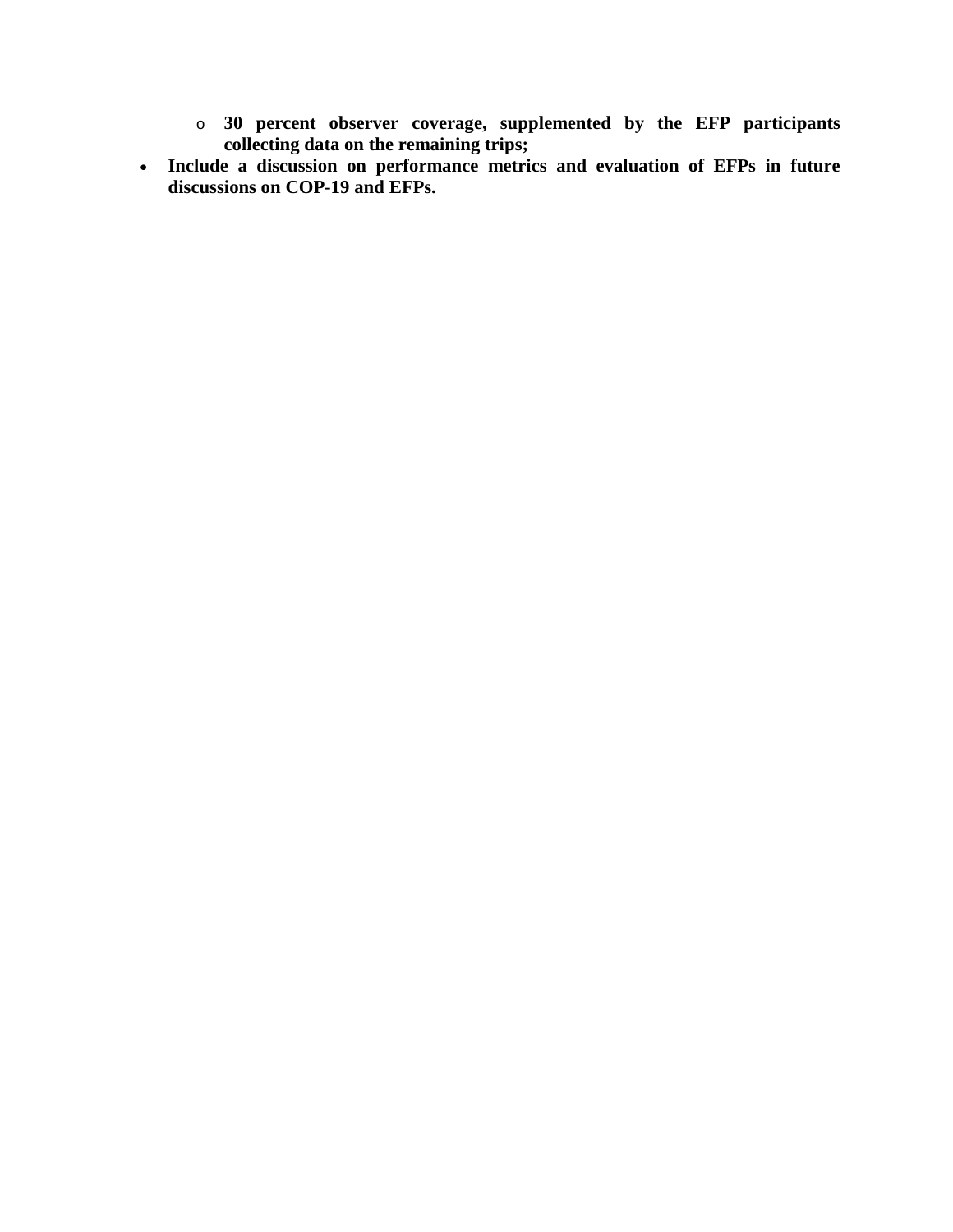- **30 percent observer coverage, supplemented by the EFP participants collecting data on the remaining trips;**
- **Include a discussion on performance metrics and evaluation of EFPs in future discussions on COP-19 and EFPs.**